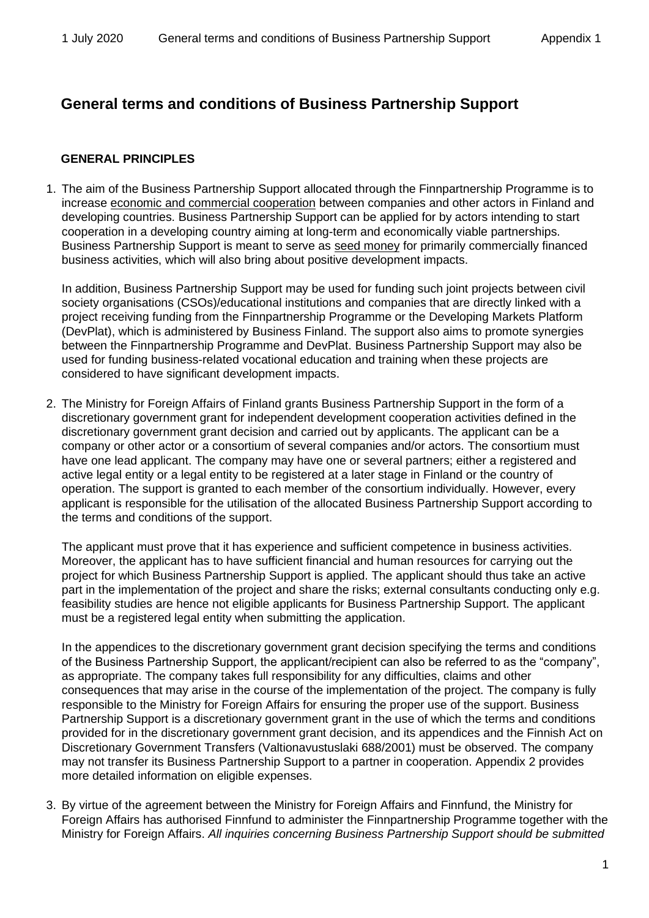# General terms and conditions of Business Partnership Support

## GENERAL PRINCIPLES

1. The aim of the Business Partnership Support allocated through the Finnpartnership Programme is to increase economic and commercial cooperation between companies and other actors in Finland and developing countries. Business Partnership Support can be applied for by actors intending to start cooperation in a developing country aiming at long-term and economically viable partnerships. Business Partnership Support is meant to serve as seed money for primarily commercially financed business activities, which will also bring about positive development impacts.

   In addition, Business Partnership Support may be used for funding such joint projects between civil society organisations (CSOs)/educational institutions and companies that are directly linked with a project receiving funding from the Finnpartnership Programme or the Developing Markets Platform (DevPlat), which is administered by Business Finland. The support also aims to promote synergies between the Finnpartnership Programme and DevPlat. Business Partnership Support may also be used for funding business-related vocational education and training when these projects are considered to have significant development impacts.

2. The Ministry for Foreign Affairs of Finland grants Business Partnership Support in the form of a discretionary government grant for independent development cooperation activities defined in the discretionary government grant decision and carried out by applicants. The applicant can be a company or other actor or a consortium of several companies and/or actors. The consortium must have one lead applicant. The company may have one or several partners; either a registered and active legal entity or a legal entity to be registered at a later stage in Finland or the country of operation. The support is granted to each member of the consortium individually. However, every applicant is responsible for the utilisation of the allocated Business Partnership Support according to the terms and conditions of the support.

   The applicant must prove that it has experience and sufficient competence in business activities. Moreover, the applicant has to have sufficient financial and human resources for carrying out the project for which Business Partnership Support is applied. The applicant should thus take an active part in the implementation of the project and share the risks; external consultants conducting only e.g. feasibility studies are hence not eligible applicants for Business Partnership Support. The applicant must be a registered legal entity when submitting the application.

   In the appendices to the discretionary government grant decision specifying the terms and conditions of the Business Partnership Support, the applicant/recipient can also be referred to as the "company", as appropriate. The company takes full responsibility for any difficulties, claims and other consequences that may arise in the course of the implementation of the project. The company is fully responsible to the Ministry for Foreign Affairs for ensuring the proper use of the support. Business Partnership Support is a discretionary government grant in the use of which the terms and conditions provided for in the discretionary government grant decision, and its appendices and the Finnish Act on Discretionary Government Transfers (Valtionavustuslaki 688/2001) must be observed. The company may not transfer its Business Partnership Support to a partner in cooperation. Appendix 2 provides more detailed information on eligible expenses.

3. By virtue of the agreement between the Ministry for Foreign Affairs and Finnfund, the Ministry for Foreign Affairs has authorised Finnfund to administer the Finnpartnership Programme together with the Ministry for Foreign Affairs. *All inquiries concerning Business Partnership Support should be submitted*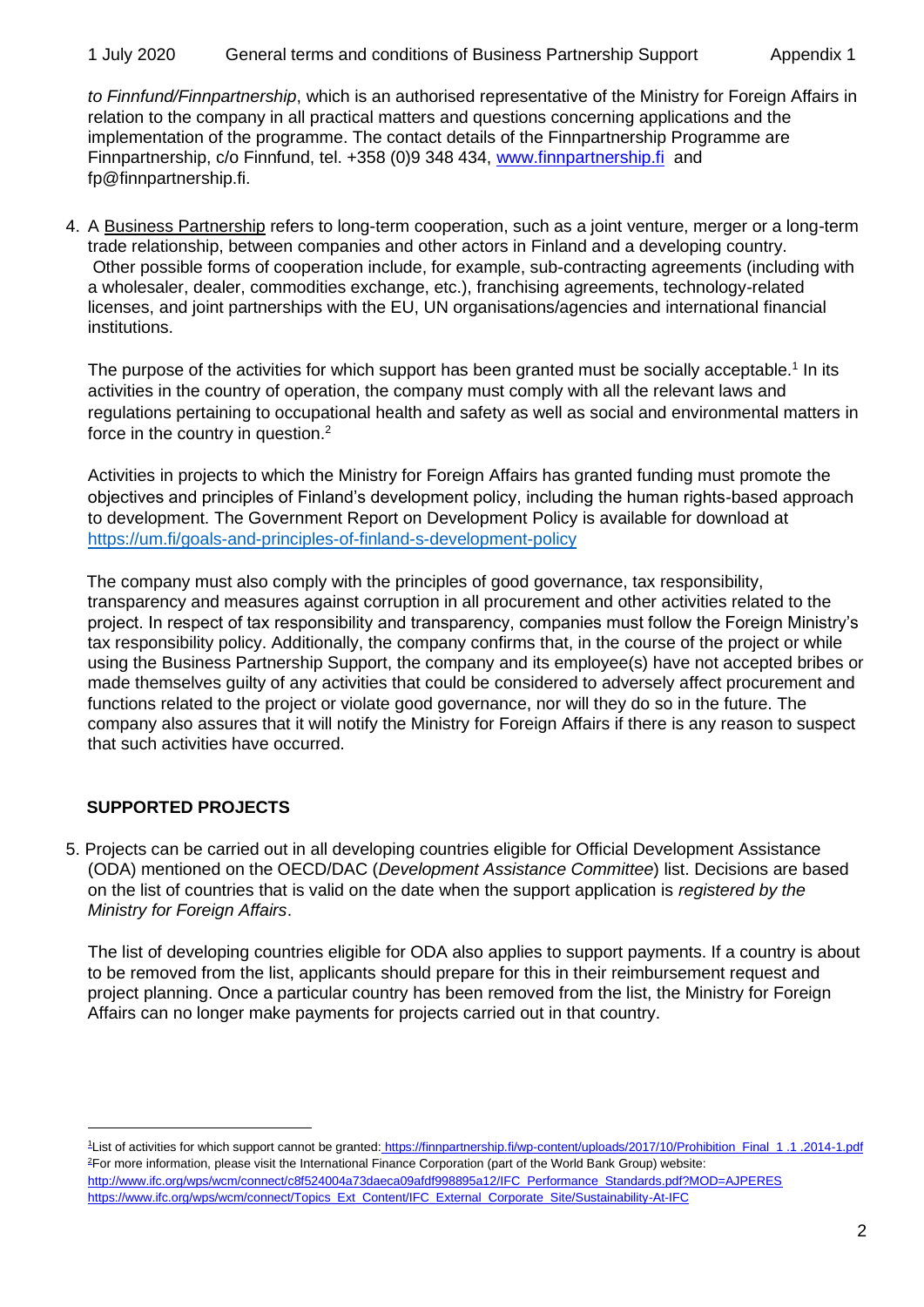*to Finnfund/Finnpartnership*, which is an authorised representative of the Ministry for Foreign Affairs in relation to the company in all practical matters and questions concerning applications and the implementation of the programme. The contact details of the Finnpartnership Programme are Finnpartnership, c/o Finnfund, tel. +358 (0)9 348 434, www.finnpartnership.fi and fp@finnpartnership.fi.

4. A Business Partnership refers to long-term cooperation, such as a joint venture, merger or a long-term trade relationship, between companies and other actors in Finland and a developing country. Other possible forms of cooperation include, for example, sub-contracting agreements (including with a wholesaler, dealer, commodities exchange, etc.), franchising agreements, technology-related licenses, and joint partnerships with the EU, UN organisations/agencies and international financial institutions.

   The purpose of the activities for which support has been granted must be socially acceptable.[1] In its activities in the country of operation, the company must comply with all the relevant laws and regulations pertaining to occupational health and safety as well as social and environmental matters in force in the country in question.[2]

   Activities in projects to which the Ministry for Foreign Affairs has granted funding must promote the objectives and principles of Finland's development policy, including the human rights-based approach to development. The Government Report on Development Policy is available for download at https://um.fi/goals-and-principles-of-finland-s-development-policy

   The company must also comply with the principles of good governance, tax responsibility, transparency and measures against corruption in all procurement and other activities related to the project. In respect of tax responsibility and transparency, companies must follow the Foreign Ministry's tax responsibility policy. Additionally, the company confirms that, in the course of the project or while using the Business Partnership Support, the company and its employee(s) have not accepted bribes or made themselves guilty of any activities that could be considered to adversely affect procurement and functions related to the project or violate good governance, nor will they do so in the future. The company also assures that it will notify the Ministry for Foreign Affairs if there is any reason to suspect that such activities have occurred.

## SUPPORTED PROJECTS

5. Projects can be carried out in all developing countries eligible for Official Development Assistance (ODA) mentioned on the OECD/DAC (*Development Assistance Committee*) list. Decisions are based on the list of countries that is valid on the date when the support application is *registered by the Ministry for Foreign Affairs*.

   The list of developing countries eligible for ODA also applies to support payments. If a country is about to be removed from the list, applicants should prepare for this in their reimbursement request and project planning. Once a particular country has been removed from the list, the Ministry for Foreign Affairs can no longer make payments for projects carried out in that country.

---

[1] List of activities for which support cannot be granted: https://finnpartnership.fi/wp-content/uploads/2017/10/Prohibition_Final_1.1.2014-1.pdf

[2] For more information, please visit the International Finance Corporation (part of the World Bank Group) website: http://www.ifc.org/wps/wcm/connect/c8f524004a73daeca09afdf998895a12/IFC_Performance_Standards.pdf?MOD=AJPERES https://www.ifc.org/wps/wcm/connect/Topics_Ext_Content/IFC_External_Corporate_Site/Sustainability-At-IFC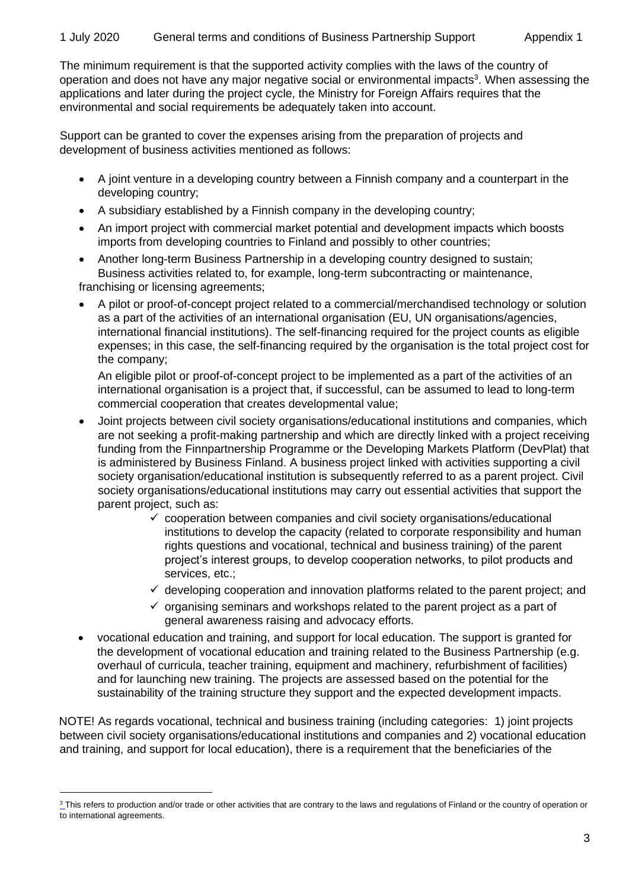The minimum requirement is that the supported activity complies with the laws of the country of operation and does not have any major negative social or environmental impacts[3]. When assessing the applications and later during the project cycle, the Ministry for Foreign Affairs requires that the environmental and social requirements be adequately taken into account.

Support can be granted to cover the expenses arising from the preparation of projects and development of business activities mentioned as follows:

- A joint venture in a developing country between a Finnish company and a counterpart in the developing country;
- A subsidiary established by a Finnish company in the developing country;
- An import project with commercial market potential and development impacts which boosts imports from developing countries to Finland and possibly to other countries;
- Another long-term Business Partnership in a developing country designed to sustain; Business activities related to, for example, long-term subcontracting or maintenance, franchising or licensing agreements;
- A pilot or proof-of-concept project related to a commercial/merchandised technology or solution as a part of the activities of an international organisation (EU, UN organisations/agencies, international financial institutions). The self-financing required for the project counts as eligible expenses; in this case, the self-financing required by the organisation is the total project cost for the company;

  An eligible pilot or proof-of-concept project to be implemented as a part of the activities of an international organisation is a project that, if successful, can be assumed to lead to long-term commercial cooperation that creates developmental value;
- Joint projects between civil society organisations/educational institutions and companies, which are not seeking a profit-making partnership and which are directly linked with a project receiving funding from the Finnpartnership Programme or the Developing Markets Platform (DevPlat) that is administered by Business Finland. A business project linked with activities supporting a civil society organisation/educational institution is subsequently referred to as a parent project. Civil society organisations/educational institutions may carry out essential activities that support the parent project, such as:
  - ✓ cooperation between companies and civil society organisations/educational institutions to develop the capacity (related to corporate responsibility and human rights questions and vocational, technical and business training) of the parent project's interest groups, to develop cooperation networks, to pilot products and services, etc.;
  - ✓ developing cooperation and innovation platforms related to the parent project; and
  - ✓ organising seminars and workshops related to the parent project as a part of general awareness raising and advocacy efforts.
- vocational education and training, and support for local education. The support is granted for the development of vocational education and training related to the Business Partnership (e.g. overhaul of curricula, teacher training, equipment and machinery, refurbishment of facilities) and for launching new training. The projects are assessed based on the potential for the sustainability of the training structure they support and the expected development impacts.

NOTE! As regards vocational, technical and business training (including categories: 1) joint projects between civil society organisations/educational institutions and companies and 2) vocational education and training, and support for local education), there is a requirement that the beneficiaries of the

[3] This refers to production and/or trade or other activities that are contrary to the laws and regulations of Finland or the country of operation or to international agreements.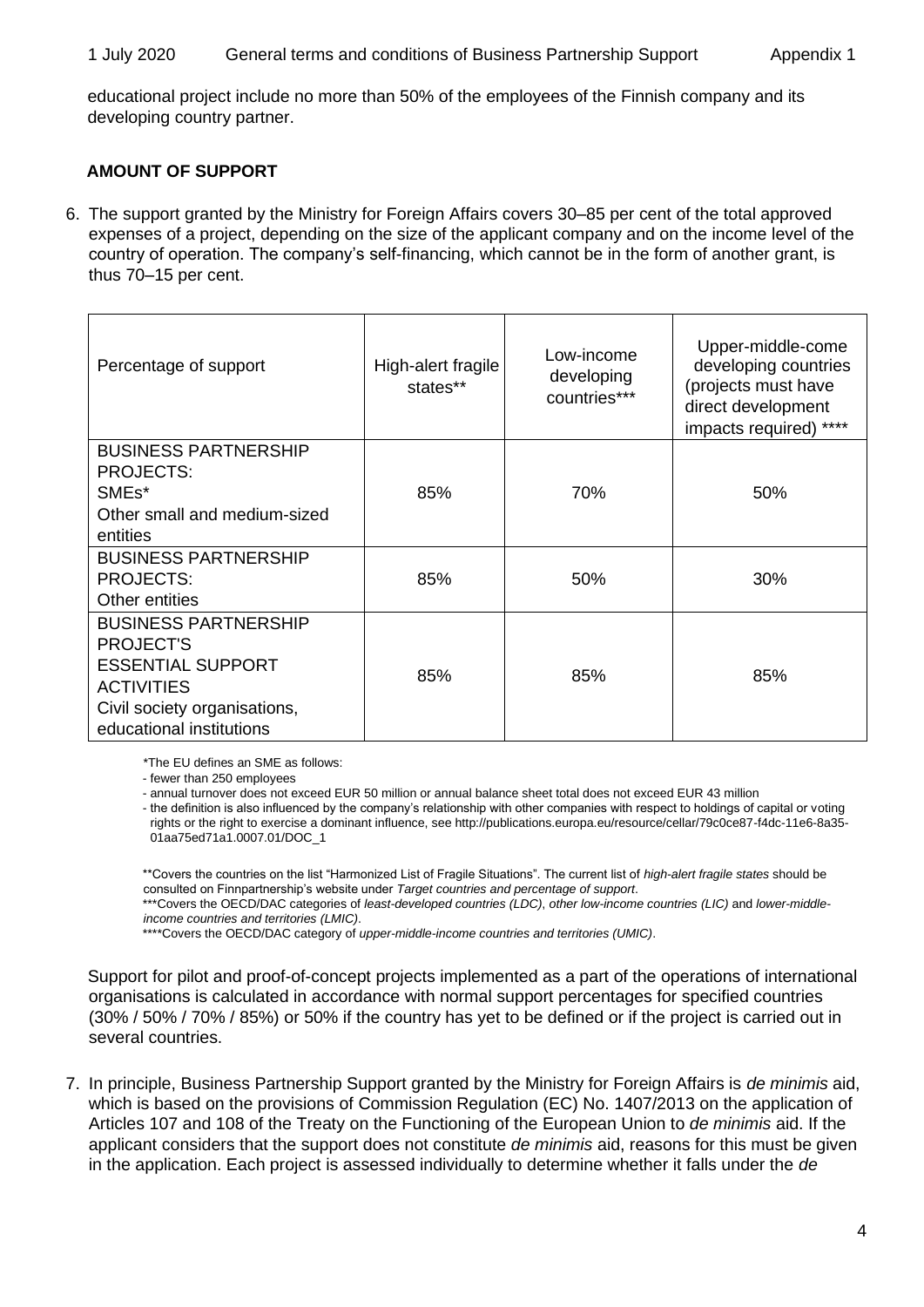educational project include no more than 50% of the employees of the Finnish company and its developing country partner.

## AMOUNT OF SUPPORT

6. The support granted by the Ministry for Foreign Affairs covers 30–85 per cent of the total approved expenses of a project, depending on the size of the applicant company and on the income level of the country of operation. The company's self-financing, which cannot be in the form of another grant, is thus 70–15 per cent.

| Percentage of support | High-alert fragile states** | Low-income developing countries*** | Upper-middle-come developing countries (projects must have direct development impacts required) **** |
|---|---|---|---|
| BUSINESS PARTNERSHIP PROJECTS: SMEs* Other small and medium-sized entities | 85% | 70% | 50% |
| BUSINESS PARTNERSHIP PROJECTS: Other entities | 85% | 50% | 30% |
| BUSINESS PARTNERSHIP PROJECT'S ESSENTIAL SUPPORT ACTIVITIES Civil society organisations, educational institutions | 85% | 85% | 85% |

*The EU defines an SME as follows:
- fewer than 250 employees
- annual turnover does not exceed EUR 50 million or annual balance sheet total does not exceed EUR 43 million
- the definition is also influenced by the company's relationship with other companies with respect to holdings of capital or voting rights or the right to exercise a dominant influence, see http://publications.europa.eu/resource/cellar/79c0ce87-f4dc-11e6-8a35-01aa75ed71a1.0007.01/DOC_1

**Covers the countries on the list "Harmonized List of Fragile Situations". The current list of *high-alert fragile states* should be consulted on Finnpartnership's website under *Target countries and percentage of support*.

***Covers the OECD/DAC categories of *least-developed countries (LDC)*, *other low-income countries (LIC)* and *lower-middle-income countries and territories (LMIC)*.

****Covers the OECD/DAC category of *upper-middle-income countries and territories (UMIC)*.

Support for pilot and proof-of-concept projects implemented as a part of the operations of international organisations is calculated in accordance with normal support percentages for specified countries (30% / 50% / 70% / 85%) or 50% if the country has yet to be defined or if the project is carried out in several countries.

7. In principle, Business Partnership Support granted by the Ministry for Foreign Affairs is *de minimis* aid, which is based on the provisions of Commission Regulation (EC) No. 1407/2013 on the application of Articles 107 and 108 of the Treaty on the Functioning of the European Union to *de minimis* aid. If the applicant considers that the support does not constitute *de minimis* aid, reasons for this must be given in the application. Each project is assessed individually to determine whether it falls under the *de*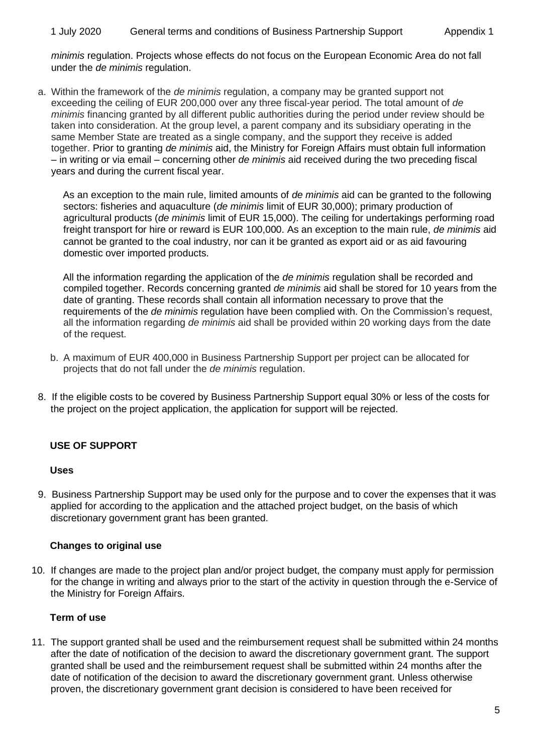*minimis* regulation. Projects whose effects do not focus on the European Economic Area do not fall under the *de minimis* regulation.

a. Within the framework of the *de minimis* regulation, a company may be granted support not exceeding the ceiling of EUR 200,000 over any three fiscal-year period. The total amount of *de minimis* financing granted by all different public authorities during the period under review should be taken into consideration. At the group level, a parent company and its subsidiary operating in the same Member State are treated as a single company, and the support they receive is added together. Prior to granting *de minimis* aid, the Ministry for Foreign Affairs must obtain full information – in writing or via email – concerning other *de minimis* aid received during the two preceding fiscal years and during the current fiscal year.

   As an exception to the main rule, limited amounts of *de minimis* aid can be granted to the following sectors: fisheries and aquaculture (*de minimis* limit of EUR 30,000); primary production of agricultural products (*de minimis* limit of EUR 15,000). The ceiling for undertakings performing road freight transport for hire or reward is EUR 100,000. As an exception to the main rule, *de minimis* aid cannot be granted to the coal industry, nor can it be granted as export aid or as aid favouring domestic over imported products.

   All the information regarding the application of the *de minimis* regulation shall be recorded and compiled together. Records concerning granted *de minimis* aid shall be stored for 10 years from the date of granting. These records shall contain all information necessary to prove that the requirements of the *de minimis* regulation have been complied with. On the Commission's request, all the information regarding *de minimis* aid shall be provided within 20 working days from the date of the request.

b. A maximum of EUR 400,000 in Business Partnership Support per project can be allocated for projects that do not fall under the *de minimis* regulation.

8. If the eligible costs to be covered by Business Partnership Support equal 30% or less of the costs for the project on the project application, the application for support will be rejected.

## USE OF SUPPORT

### Uses

9. Business Partnership Support may be used only for the purpose and to cover the expenses that it was applied for according to the application and the attached project budget, on the basis of which discretionary government grant has been granted.

### Changes to original use

10. If changes are made to the project plan and/or project budget, the company must apply for permission for the change in writing and always prior to the start of the activity in question through the e-Service of the Ministry for Foreign Affairs.

### Term of use

11. The support granted shall be used and the reimbursement request shall be submitted within 24 months after the date of notification of the decision to award the discretionary government grant. The support granted shall be used and the reimbursement request shall be submitted within 24 months after the date of notification of the decision to award the discretionary government grant. Unless otherwise proven, the discretionary government grant decision is considered to have been received for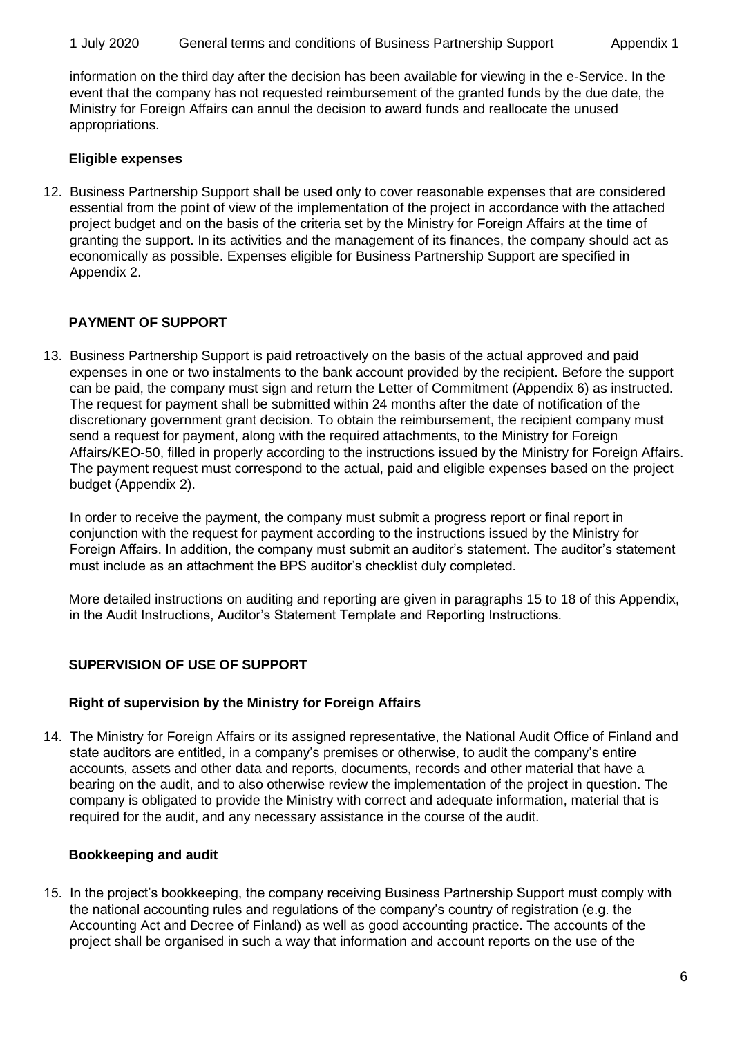information on the third day after the decision has been available for viewing in the e-Service. In the event that the company has not requested reimbursement of the granted funds by the due date, the Ministry for Foreign Affairs can annul the decision to award funds and reallocate the unused appropriations.

### Eligible expenses

12. Business Partnership Support shall be used only to cover reasonable expenses that are considered essential from the point of view of the implementation of the project in accordance with the attached project budget and on the basis of the criteria set by the Ministry for Foreign Affairs at the time of granting the support. In its activities and the management of its finances, the company should act as economically as possible. Expenses eligible for Business Partnership Support are specified in Appendix 2.

## PAYMENT OF SUPPORT

13. Business Partnership Support is paid retroactively on the basis of the actual approved and paid expenses in one or two instalments to the bank account provided by the recipient. Before the support can be paid, the company must sign and return the Letter of Commitment (Appendix 6) as instructed. The request for payment shall be submitted within 24 months after the date of notification of the discretionary government grant decision. To obtain the reimbursement, the recipient company must send a request for payment, along with the required attachments, to the Ministry for Foreign Affairs/KEO-50, filled in properly according to the instructions issued by the Ministry for Foreign Affairs. The payment request must correspond to the actual, paid and eligible expenses based on the project budget (Appendix 2).

    In order to receive the payment, the company must submit a progress report or final report in conjunction with the request for payment according to the instructions issued by the Ministry for Foreign Affairs. In addition, the company must submit an auditor's statement. The auditor's statement must include as an attachment the BPS auditor's checklist duly completed.

    More detailed instructions on auditing and reporting are given in paragraphs 15 to 18 of this Appendix, in the Audit Instructions, Auditor's Statement Template and Reporting Instructions.

## SUPERVISION OF USE OF SUPPORT

### Right of supervision by the Ministry for Foreign Affairs

14. The Ministry for Foreign Affairs or its assigned representative, the National Audit Office of Finland and state auditors are entitled, in a company's premises or otherwise, to audit the company's entire accounts, assets and other data and reports, documents, records and other material that have a bearing on the audit, and to also otherwise review the implementation of the project in question. The company is obligated to provide the Ministry with correct and adequate information, material that is required for the audit, and any necessary assistance in the course of the audit.

### Bookkeeping and audit

15. In the project's bookkeeping, the company receiving Business Partnership Support must comply with the national accounting rules and regulations of the company's country of registration (e.g. the Accounting Act and Decree of Finland) as well as good accounting practice. The accounts of the project shall be organised in such a way that information and account reports on the use of the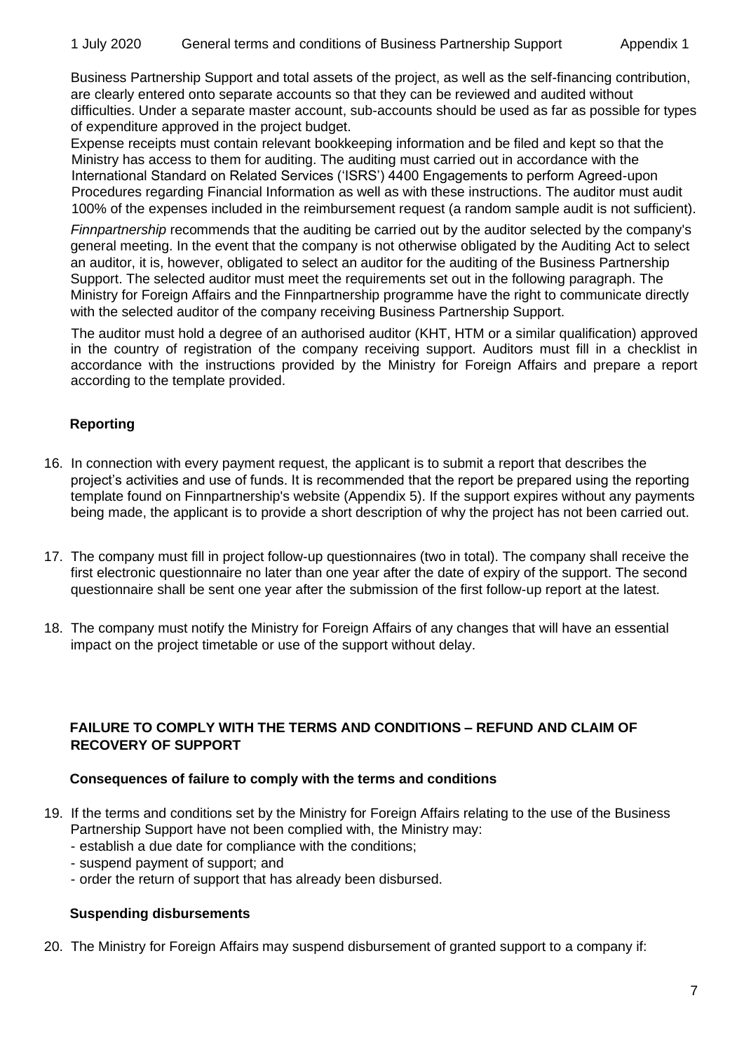Business Partnership Support and total assets of the project, as well as the self-financing contribution, are clearly entered onto separate accounts so that they can be reviewed and audited without difficulties. Under a separate master account, sub-accounts should be used as far as possible for types of expenditure approved in the project budget.

Expense receipts must contain relevant bookkeeping information and be filed and kept so that the Ministry has access to them for auditing. The auditing must carried out in accordance with the International Standard on Related Services ('ISRS') 4400 Engagements to perform Agreed-upon Procedures regarding Financial Information as well as with these instructions. The auditor must audit 100% of the expenses included in the reimbursement request (a random sample audit is not sufficient).

*Finnpartnership* recommends that the auditing be carried out by the auditor selected by the company's general meeting. In the event that the company is not otherwise obligated by the Auditing Act to select an auditor, it is, however, obligated to select an auditor for the auditing of the Business Partnership Support. The selected auditor must meet the requirements set out in the following paragraph. The Ministry for Foreign Affairs and the Finnpartnership programme have the right to communicate directly with the selected auditor of the company receiving Business Partnership Support.

The auditor must hold a degree of an authorised auditor (KHT, HTM or a similar qualification) approved in the country of registration of the company receiving support. Auditors must fill in a checklist in accordance with the instructions provided by the Ministry for Foreign Affairs and prepare a report according to the template provided.

### Reporting

16. In connection with every payment request, the applicant is to submit a report that describes the project's activities and use of funds. It is recommended that the report be prepared using the reporting template found on Finnpartnership's website (Appendix 5). If the support expires without any payments being made, the applicant is to provide a short description of why the project has not been carried out.

17. The company must fill in project follow-up questionnaires (two in total). The company shall receive the first electronic questionnaire no later than one year after the date of expiry of the support. The second questionnaire shall be sent one year after the submission of the first follow-up report at the latest.

18. The company must notify the Ministry for Foreign Affairs of any changes that will have an essential impact on the project timetable or use of the support without delay.

## FAILURE TO COMPLY WITH THE TERMS AND CONDITIONS – REFUND AND CLAIM OF RECOVERY OF SUPPORT

### Consequences of failure to comply with the terms and conditions

19. If the terms and conditions set by the Ministry for Foreign Affairs relating to the use of the Business Partnership Support have not been complied with, the Ministry may:
    - establish a due date for compliance with the conditions;
    - suspend payment of support; and
    - order the return of support that has already been disbursed.

### Suspending disbursements

20. The Ministry for Foreign Affairs may suspend disbursement of granted support to a company if: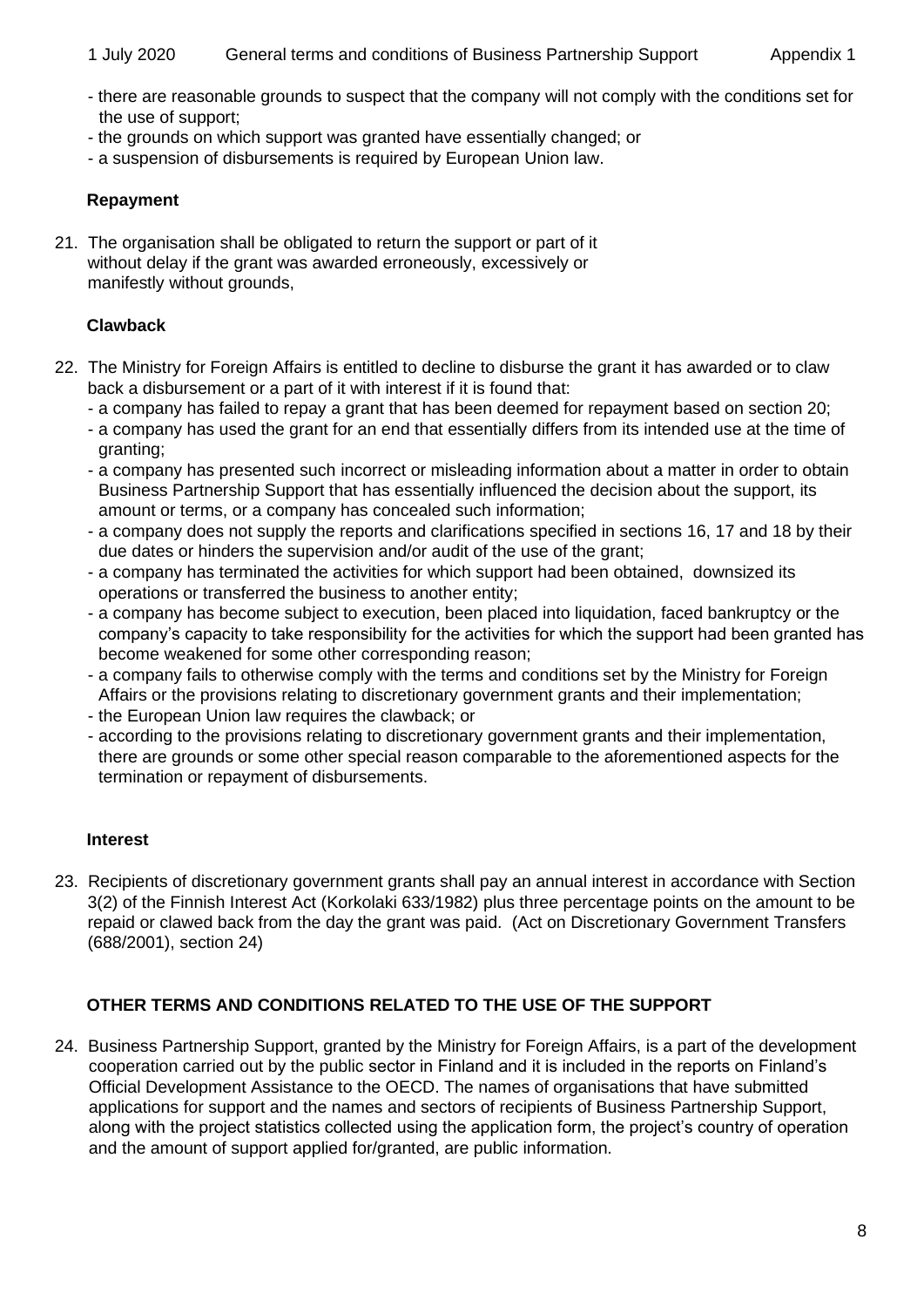- there are reasonable grounds to suspect that the company will not comply with the conditions set for the use of support;
- the grounds on which support was granted have essentially changed; or
- a suspension of disbursements is required by European Union law.

### Repayment

21. The organisation shall be obligated to return the support or part of it without delay if the grant was awarded erroneously, excessively or manifestly without grounds,

### Clawback

22. The Ministry for Foreign Affairs is entitled to decline to disburse the grant it has awarded or to claw back a disbursement or a part of it with interest if it is found that:
   - a company has failed to repay a grant that has been deemed for repayment based on section 20;
   - a company has used the grant for an end that essentially differs from its intended use at the time of granting;
   - a company has presented such incorrect or misleading information about a matter in order to obtain Business Partnership Support that has essentially influenced the decision about the support, its amount or terms, or a company has concealed such information;
   - a company does not supply the reports and clarifications specified in sections 16, 17 and 18 by their due dates or hinders the supervision and/or audit of the use of the grant;
   - a company has terminated the activities for which support had been obtained, downsized its operations or transferred the business to another entity;
   - a company has become subject to execution, been placed into liquidation, faced bankruptcy or the company's capacity to take responsibility for the activities for which the support had been granted has become weakened for some other corresponding reason;
   - a company fails to otherwise comply with the terms and conditions set by the Ministry for Foreign Affairs or the provisions relating to discretionary government grants and their implementation;
   - the European Union law requires the clawback; or
   - according to the provisions relating to discretionary government grants and their implementation, there are grounds or some other special reason comparable to the aforementioned aspects for the termination or repayment of disbursements.

### Interest

23. Recipients of discretionary government grants shall pay an annual interest in accordance with Section 3(2) of the Finnish Interest Act (Korkolaki 633/1982) plus three percentage points on the amount to be repaid or clawed back from the day the grant was paid. (Act on Discretionary Government Transfers (688/2001), section 24)

## OTHER TERMS AND CONDITIONS RELATED TO THE USE OF THE SUPPORT

24. Business Partnership Support, granted by the Ministry for Foreign Affairs, is a part of the development cooperation carried out by the public sector in Finland and it is included in the reports on Finland's Official Development Assistance to the OECD. The names of organisations that have submitted applications for support and the names and sectors of recipients of Business Partnership Support, along with the project statistics collected using the application form, the project's country of operation and the amount of support applied for/granted, are public information.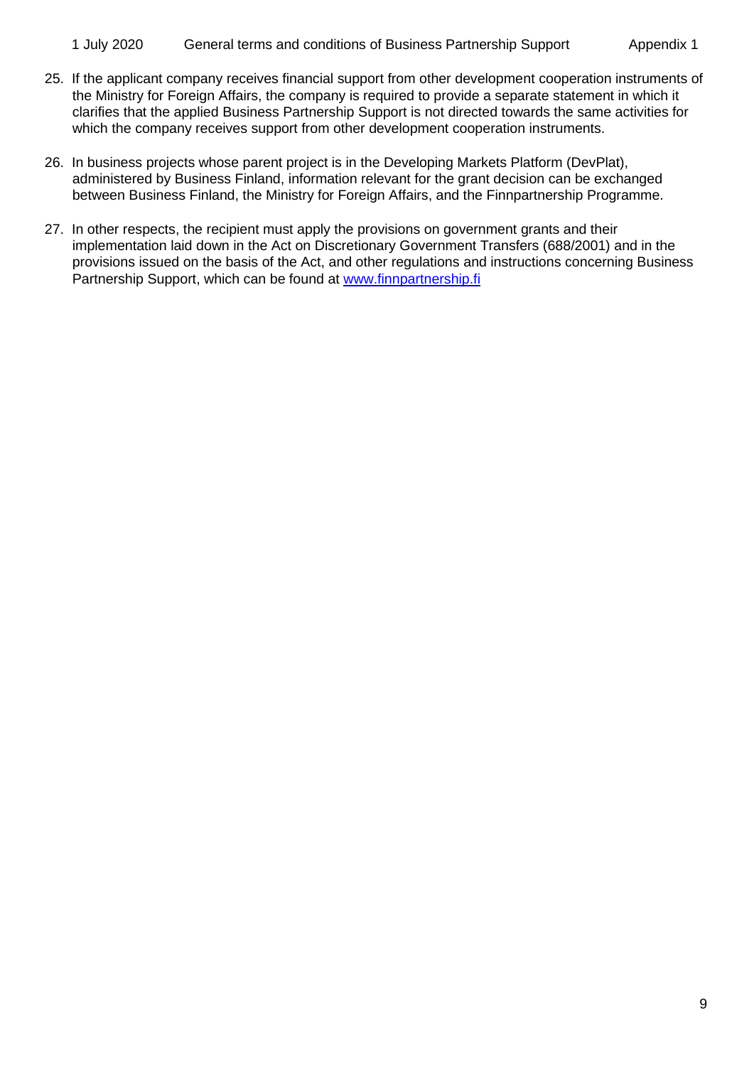25. If the applicant company receives financial support from other development cooperation instruments of the Ministry for Foreign Affairs, the company is required to provide a separate statement in which it clarifies that the applied Business Partnership Support is not directed towards the same activities for which the company receives support from other development cooperation instruments.

26. In business projects whose parent project is in the Developing Markets Platform (DevPlat), administered by Business Finland, information relevant for the grant decision can be exchanged between Business Finland, the Ministry for Foreign Affairs, and the Finnpartnership Programme.

27. In other respects, the recipient must apply the provisions on government grants and their implementation laid down in the Act on Discretionary Government Transfers (688/2001) and in the provisions issued on the basis of the Act, and other regulations and instructions concerning Business Partnership Support, which can be found at [www.finnpartnership.fi](http://www.finnpartnership.fi)